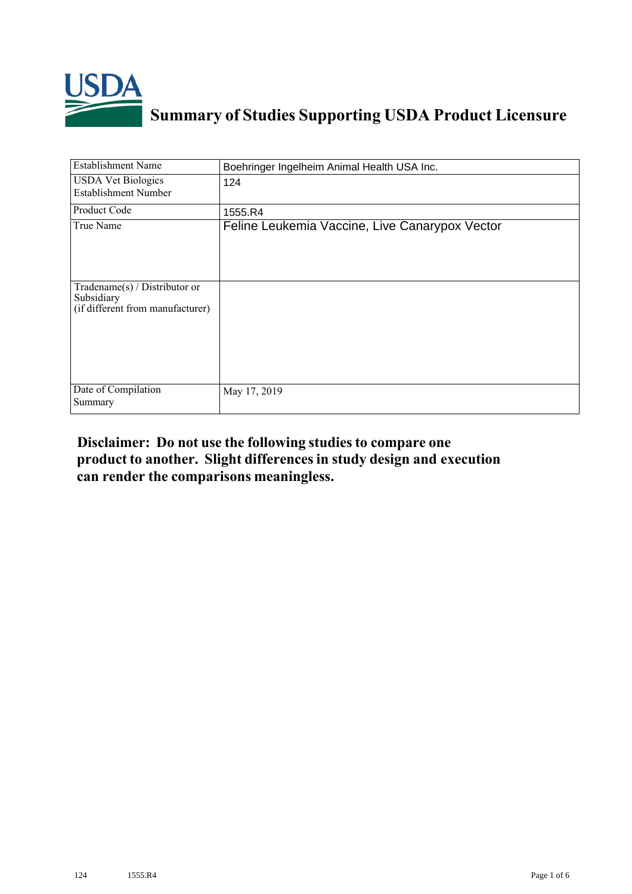# Summary of Studies Supporting USDA Product Licensure

| Establishment Name | Boehringer Ingelheim Animal Health USA Inc. |
|---|---|
| USDA Vet Biologics Establishment Number | 124 |
| Product Code | 1555.R4 |
| True Name | Feline Leukemia Vaccine, Live Canarypox Vector |
| Tradename(s) / Distributor or Subsidiary (if different from manufacturer) | |
| Date of Compilation Summary | May 17, 2019 |

**Disclaimer: Do not use the following studies to compare one product to another. Slight differences in study design and execution can render the comparisons meaningless.**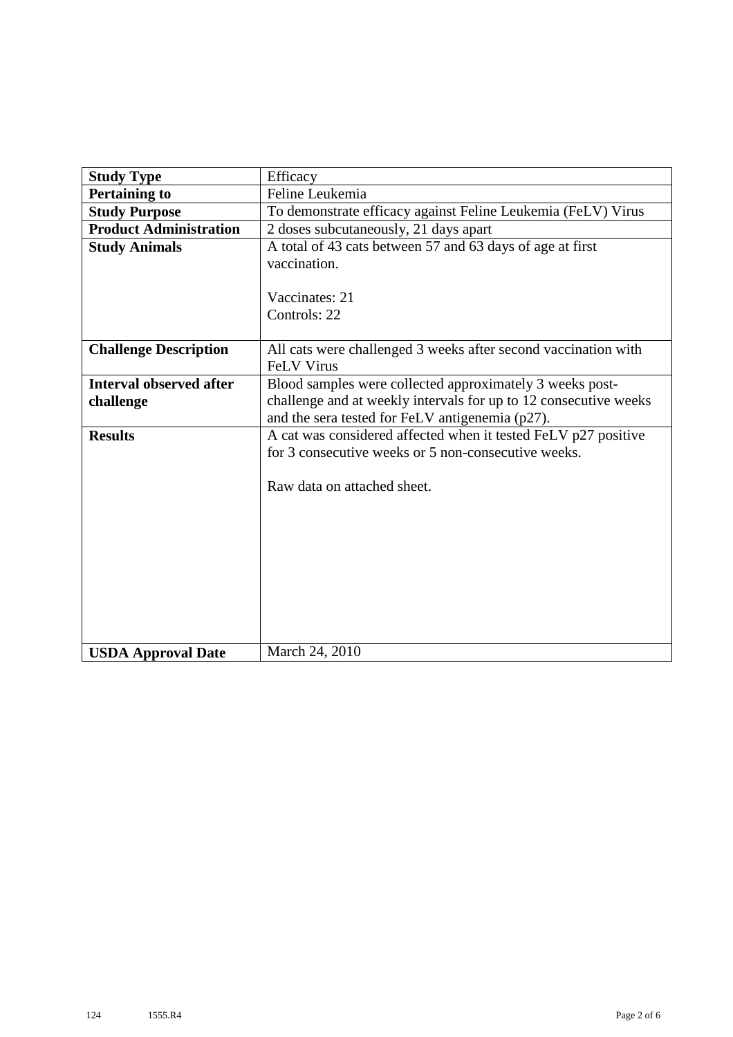| **Study Type** | Efficacy |
|---|---|
| **Pertaining to** | Feline Leukemia |
| **Study Purpose** | To demonstrate efficacy against Feline Leukemia (FeLV) Virus |
| **Product Administration** | 2 doses subcutaneously, 21 days apart |
| **Study Animals** | A total of 43 cats between 57 and 63 days of age at first vaccination.<br><br>Vaccinates: 21<br>Controls: 22 |
| **Challenge Description** | All cats were challenged 3 weeks after second vaccination with FeLV Virus |
| **Interval observed after challenge** | Blood samples were collected approximately 3 weeks post-challenge and at weekly intervals for up to 12 consecutive weeks and the sera tested for FeLV antigenemia (p27). |
| **Results** | A cat was considered affected when it tested FeLV p27 positive for 3 consecutive weeks or 5 non-consecutive weeks.<br><br>Raw data on attached sheet. |
| **USDA Approval Date** | March 24, 2010 |

124 1555.R4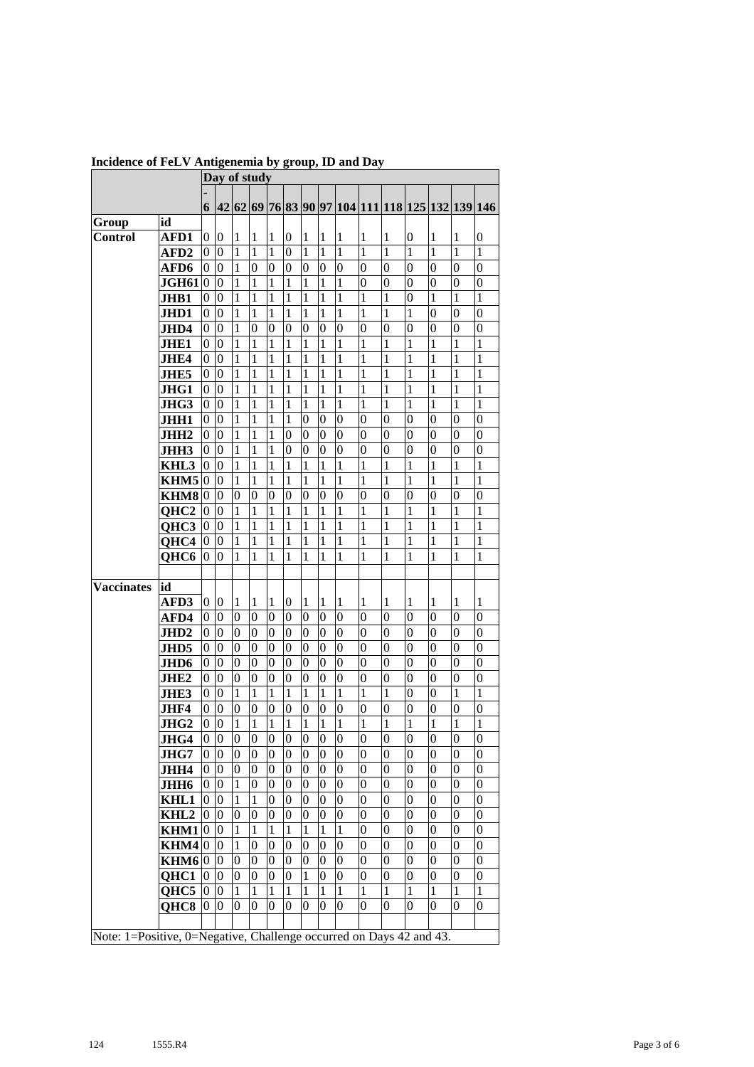**Incidence of FeLV Antigenemia by group, ID and Day**

| | | Day of study | | | | | | | | | | | | | | |
|---|---|---|---|---|---|---|---|---|---|---|---|---|---|---|---|---|
| | | -6 | 42 | 62 | 69 | 76 | 83 | 90 | 97 | 104 | 111 | 118 | 125 | 132 | 139 | 146 |
| **Group** | **id** | | | | | | | | | | | | | | | |
| **Control** | **AFD1** | 0 | 0 | 1 | 1 | 1 | 0 | 1 | 1 | 1 | 1 | 1 | 0 | 1 | 1 | 0 |
| | **AFD2** | 0 | 0 | 1 | 1 | 1 | 0 | 1 | 1 | 1 | 1 | 1 | 1 | 1 | 1 | 1 |
| | **AFD6** | 0 | 0 | 1 | 0 | 0 | 0 | 0 | 0 | 0 | 0 | 0 | 0 | 0 | 0 | 0 |
| | **JGH61** | 0 | 0 | 1 | 1 | 1 | 1 | 1 | 1 | 1 | 0 | 0 | 0 | 0 | 0 | 0 |
| | **JHB1** | 0 | 0 | 1 | 1 | 1 | 1 | 1 | 1 | 1 | 1 | 1 | 0 | 1 | 1 | 1 |
| | **JHD1** | 0 | 0 | 1 | 1 | 1 | 1 | 1 | 1 | 1 | 1 | 1 | 1 | 0 | 0 | 0 |
| | **JHD4** | 0 | 0 | 1 | 0 | 0 | 0 | 0 | 0 | 0 | 0 | 0 | 0 | 0 | 0 | 0 |
| | **JHE1** | 0 | 0 | 1 | 1 | 1 | 1 | 1 | 1 | 1 | 1 | 1 | 1 | 1 | 1 | 1 |
| | **JHE4** | 0 | 0 | 1 | 1 | 1 | 1 | 1 | 1 | 1 | 1 | 1 | 1 | 1 | 1 | 1 |
| | **JHE5** | 0 | 0 | 1 | 1 | 1 | 1 | 1 | 1 | 1 | 1 | 1 | 1 | 1 | 1 | 1 |
| | **JHG1** | 0 | 0 | 1 | 1 | 1 | 1 | 1 | 1 | 1 | 1 | 1 | 1 | 1 | 1 | 1 |
| | **JHG3** | 0 | 0 | 1 | 1 | 1 | 1 | 1 | 1 | 1 | 1 | 1 | 1 | 1 | 1 | 1 |
| | **JHH1** | 0 | 0 | 1 | 1 | 1 | 1 | 0 | 0 | 0 | 0 | 0 | 0 | 0 | 0 | 0 |
| | **JHH2** | 0 | 0 | 1 | 1 | 1 | 0 | 0 | 0 | 0 | 0 | 0 | 0 | 0 | 0 | 0 |
| | **JHH3** | 0 | 0 | 1 | 1 | 1 | 0 | 0 | 0 | 0 | 0 | 0 | 0 | 0 | 0 | 0 |
| | **KHL3** | 0 | 0 | 1 | 1 | 1 | 1 | 1 | 1 | 1 | 1 | 1 | 1 | 1 | 1 | 1 |
| | **KHM5** | 0 | 0 | 1 | 1 | 1 | 1 | 1 | 1 | 1 | 1 | 1 | 1 | 1 | 1 | 1 |
| | **KHM8** | 0 | 0 | 0 | 0 | 0 | 0 | 0 | 0 | 0 | 0 | 0 | 0 | 0 | 0 | 0 |
| | **QHC2** | 0 | 0 | 1 | 1 | 1 | 1 | 1 | 1 | 1 | 1 | 1 | 1 | 1 | 1 | 1 |
| | **QHC3** | 0 | 0 | 1 | 1 | 1 | 1 | 1 | 1 | 1 | 1 | 1 | 1 | 1 | 1 | 1 |
| | **QHC4** | 0 | 0 | 1 | 1 | 1 | 1 | 1 | 1 | 1 | 1 | 1 | 1 | 1 | 1 | 1 |
| | **QHC6** | 0 | 0 | 1 | 1 | 1 | 1 | 1 | 1 | 1 | 1 | 1 | 1 | 1 | 1 | 1 |
| | | | | | | | | | | | | | | | | |
| **Vaccinates** | **id** | | | | | | | | | | | | | | | |
| | **AFD3** | 0 | 0 | 1 | 1 | 1 | 0 | 1 | 1 | 1 | 1 | 1 | 1 | 1 | 1 | 1 |
| | **AFD4** | 0 | 0 | 0 | 0 | 0 | 0 | 0 | 0 | 0 | 0 | 0 | 0 | 0 | 0 | 0 |
| | **JHD2** | 0 | 0 | 0 | 0 | 0 | 0 | 0 | 0 | 0 | 0 | 0 | 0 | 0 | 0 | 0 |
| | **JHD5** | 0 | 0 | 0 | 0 | 0 | 0 | 0 | 0 | 0 | 0 | 0 | 0 | 0 | 0 | 0 |
| | **JHD6** | 0 | 0 | 0 | 0 | 0 | 0 | 0 | 0 | 0 | 0 | 0 | 0 | 0 | 0 | 0 |
| | **JHE2** | 0 | 0 | 0 | 0 | 0 | 0 | 0 | 0 | 0 | 0 | 0 | 0 | 0 | 0 | 0 |
| | **JHE3** | 0 | 0 | 1 | 1 | 1 | 1 | 1 | 1 | 1 | 1 | 1 | 0 | 0 | 1 | 1 |
| | **JHF4** | 0 | 0 | 0 | 0 | 0 | 0 | 0 | 0 | 0 | 0 | 0 | 0 | 0 | 0 | 0 |
| | **JHG2** | 0 | 0 | 1 | 1 | 1 | 1 | 1 | 1 | 1 | 1 | 1 | 1 | 1 | 1 | 1 |
| | **JHG4** | 0 | 0 | 0 | 0 | 0 | 0 | 0 | 0 | 0 | 0 | 0 | 0 | 0 | 0 | 0 |
| | **JHG7** | 0 | 0 | 0 | 0 | 0 | 0 | 0 | 0 | 0 | 0 | 0 | 0 | 0 | 0 | 0 |
| | **JHH4** | 0 | 0 | 0 | 0 | 0 | 0 | 0 | 0 | 0 | 0 | 0 | 0 | 0 | 0 | 0 |
| | **JHH6** | 0 | 0 | 1 | 0 | 0 | 0 | 0 | 0 | 0 | 0 | 0 | 0 | 0 | 0 | 0 |
| | **KHL1** | 0 | 0 | 1 | 1 | 0 | 0 | 0 | 0 | 0 | 0 | 0 | 0 | 0 | 0 | 0 |
| | **KHL2** | 0 | 0 | 0 | 0 | 0 | 0 | 0 | 0 | 0 | 0 | 0 | 0 | 0 | 0 | 0 |
| | **KHM1** | 0 | 0 | 1 | 1 | 1 | 1 | 1 | 1 | 1 | 0 | 0 | 0 | 0 | 0 | 0 |
| | **KHM4** | 0 | 0 | 1 | 0 | 0 | 0 | 0 | 0 | 0 | 0 | 0 | 0 | 0 | 0 | 0 |
| | **KHM6** | 0 | 0 | 0 | 0 | 0 | 0 | 0 | 0 | 0 | 0 | 0 | 0 | 0 | 0 | 0 |
| | **QHC1** | 0 | 0 | 0 | 0 | 0 | 0 | 1 | 0 | 0 | 0 | 0 | 0 | 0 | 0 | 0 |
| | **QHC5** | 0 | 0 | 1 | 1 | 1 | 1 | 1 | 1 | 1 | 1 | 1 | 1 | 1 | 1 | 1 |
| | **QHC8** | 0 | 0 | 0 | 0 | 0 | 0 | 0 | 0 | 0 | 0 | 0 | 0 | 0 | 0 | 0 |

Note: 1=Positive, 0=Negative, Challenge occurred on Days 42 and 43.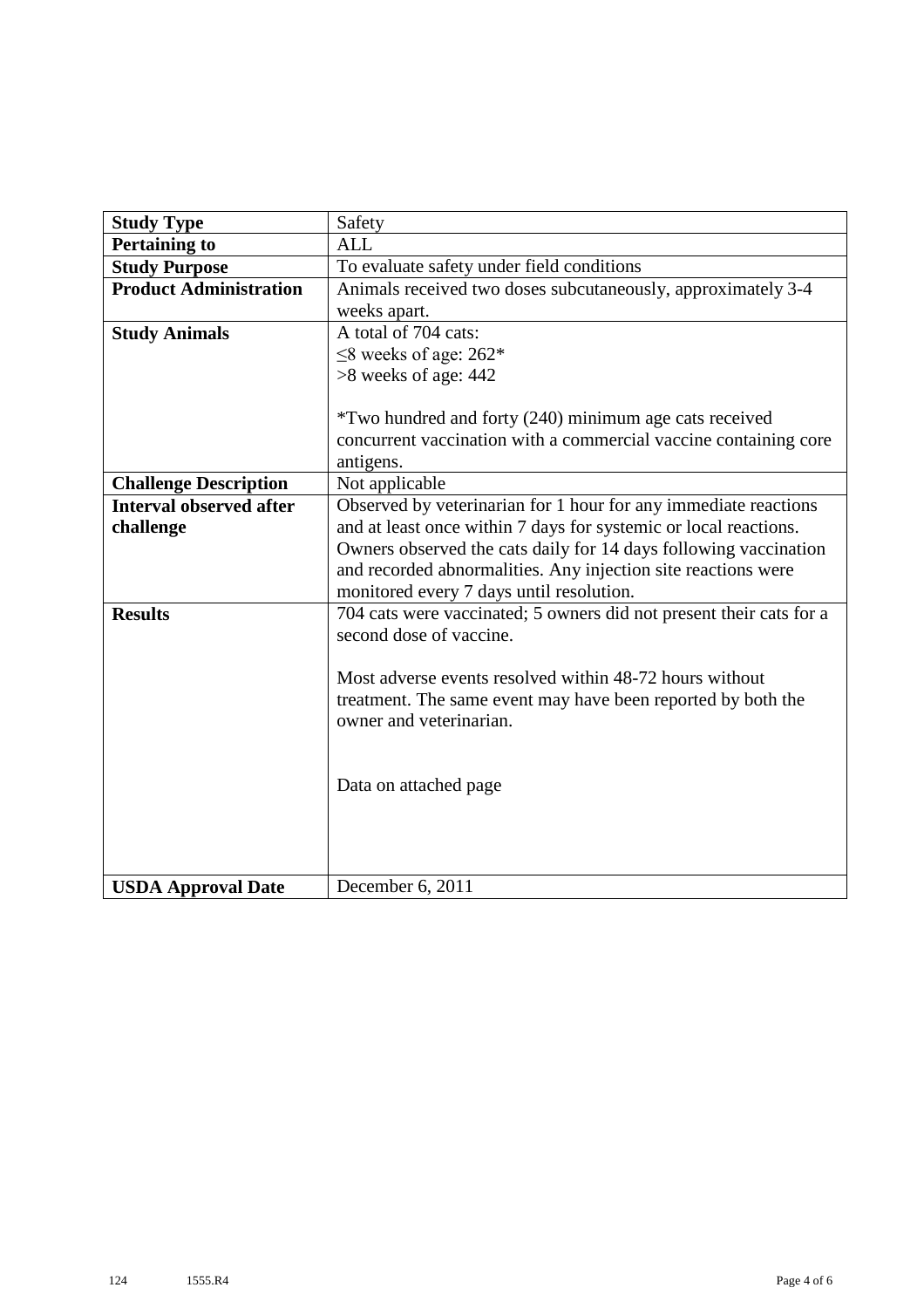| **Study Type** | Safety |
|---|---|
| **Pertaining to** | ALL |
| **Study Purpose** | To evaluate safety under field conditions |
| **Product Administration** | Animals received two doses subcutaneously, approximately 3-4 weeks apart. |
| **Study Animals** | A total of 704 cats:<br>≤8 weeks of age: 262*<br>>8 weeks of age: 442<br><br>*Two hundred and forty (240) minimum age cats received concurrent vaccination with a commercial vaccine containing core antigens. |
| **Challenge Description** | Not applicable |
| **Interval observed after challenge** | Observed by veterinarian for 1 hour for any immediate reactions and at least once within 7 days for systemic or local reactions. Owners observed the cats daily for 14 days following vaccination and recorded abnormalities. Any injection site reactions were monitored every 7 days until resolution. |
| **Results** | 704 cats were vaccinated; 5 owners did not present their cats for a second dose of vaccine.<br><br>Most adverse events resolved within 48-72 hours without treatment. The same event may have been reported by both the owner and veterinarian.<br><br>Data on attached page |
| **USDA Approval Date** | December 6, 2011 |

124 1555.R4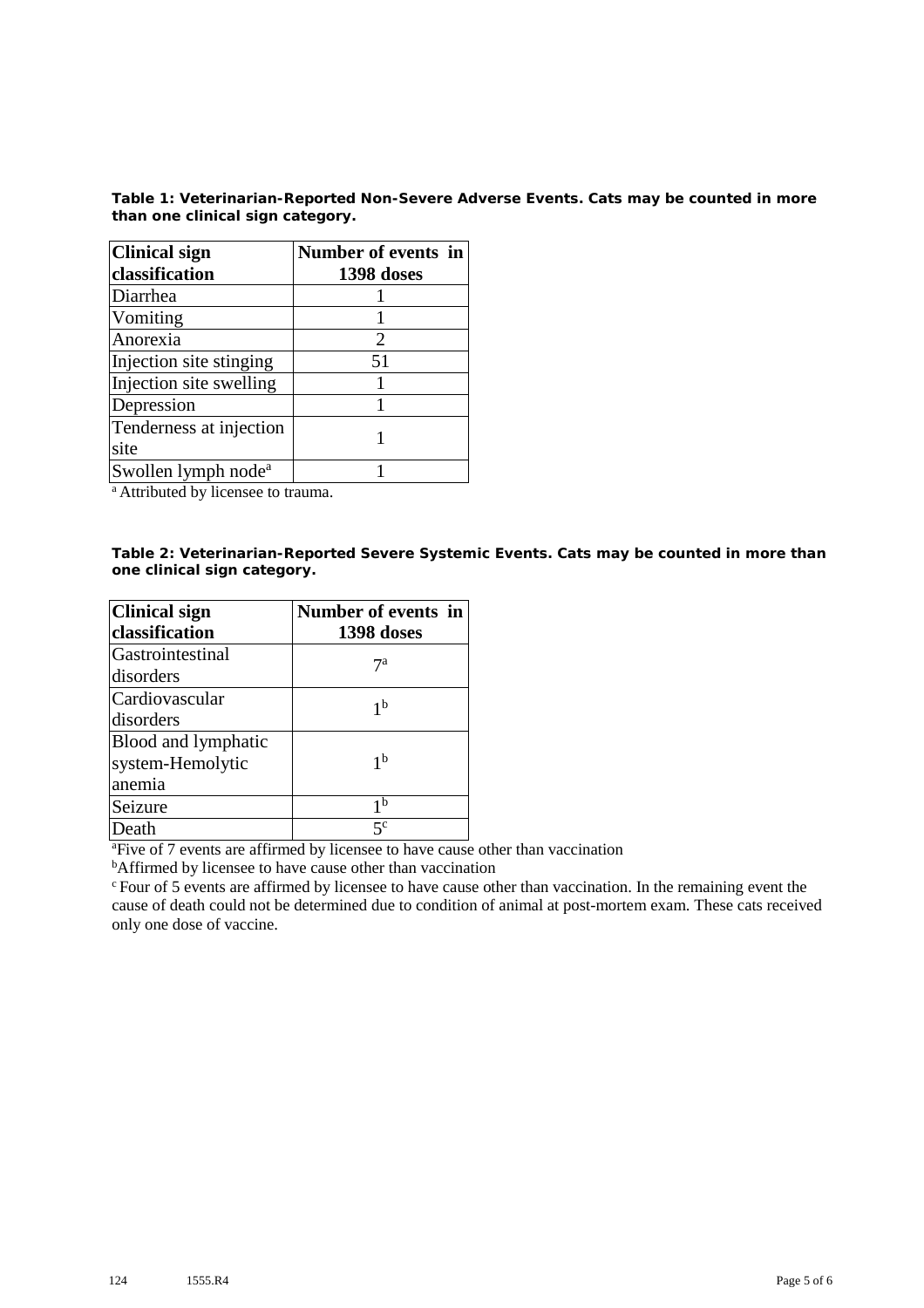**Table 1: Veterinarian-Reported Non-Severe Adverse Events. Cats may be counted in more than one clinical sign category.**

| Clinical sign classification | Number of events in 1398 doses |
|---|---|
| Diarrhea | 1 |
| Vomiting | 1 |
| Anorexia | 2 |
| Injection site stinging | 51 |
| Injection site swelling | 1 |
| Depression | 1 |
| Tenderness at injection site | 1 |
| Swollen lymph node[a] | 1 |

[a] Attributed by licensee to trauma.

**Table 2: Veterinarian-Reported Severe Systemic Events. Cats may be counted in more than one clinical sign category.**

| Clinical sign classification | Number of events in 1398 doses |
|---|---|
| Gastrointestinal disorders | 7[a] |
| Cardiovascular disorders | 1[b] |
| Blood and lymphatic system-Hemolytic anemia | 1[b] |
| Seizure | 1[b] |
| Death | 5[c] |

[a]Five of 7 events are affirmed by licensee to have cause other than vaccination

[b]Affirmed by licensee to have cause other than vaccination

[c] Four of 5 events are affirmed by licensee to have cause other than vaccination. In the remaining event the cause of death could not be determined due to condition of animal at post-mortem exam. These cats received only one dose of vaccine.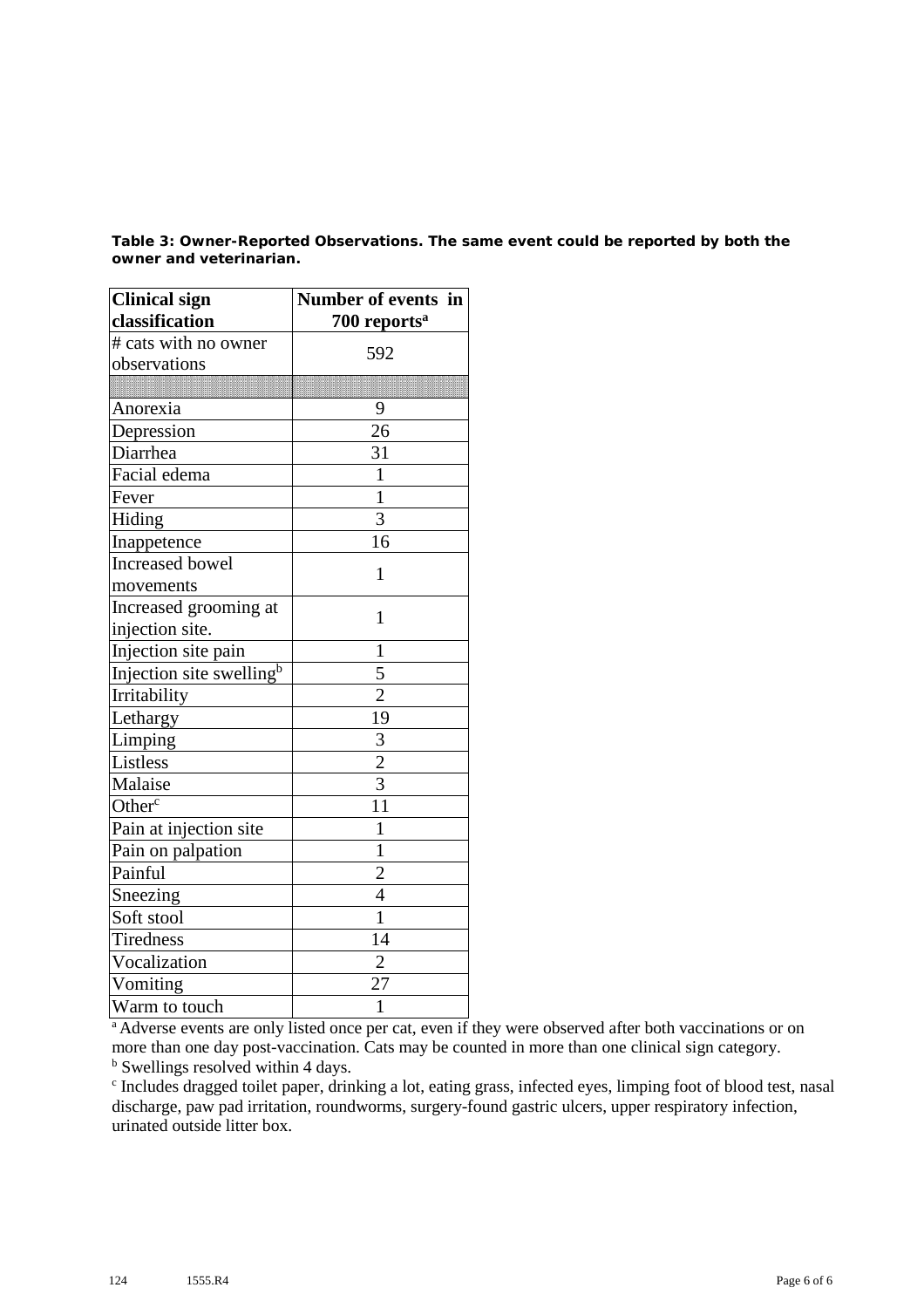**Table 3: Owner-Reported Observations. The same event could be reported by both the owner and veterinarian.**

| Clinical sign classification | Number of events in 700 reports[a] |
|---|---|
| # cats with no owner observations | 592 |
| | |
| Anorexia | 9 |
| Depression | 26 |
| Diarrhea | 31 |
| Facial edema | 1 |
| Fever | 1 |
| Hiding | 3 |
| Inappetence | 16 |
| Increased bowel movements | 1 |
| Increased grooming at injection site. | 1 |
| Injection site pain | 1 |
| Injection site swelling[b] | 5 |
| Irritability | 2 |
| Lethargy | 19 |
| Limping | 3 |
| Listless | 2 |
| Malaise | 3 |
| Other[c] | 11 |
| Pain at injection site | 1 |
| Pain on palpation | 1 |
| Painful | 2 |
| Sneezing | 4 |
| Soft stool | 1 |
| Tiredness | 14 |
| Vocalization | 2 |
| Vomiting | 27 |
| Warm to touch | 1 |

[a] Adverse events are only listed once per cat, even if they were observed after both vaccinations or on more than one day post-vaccination. Cats may be counted in more than one clinical sign category.

[b] Swellings resolved within 4 days.

[c] Includes dragged toilet paper, drinking a lot, eating grass, infected eyes, limping foot of blood test, nasal discharge, paw pad irritation, roundworms, surgery-found gastric ulcers, upper respiratory infection, urinated outside litter box.

124 1555.R4